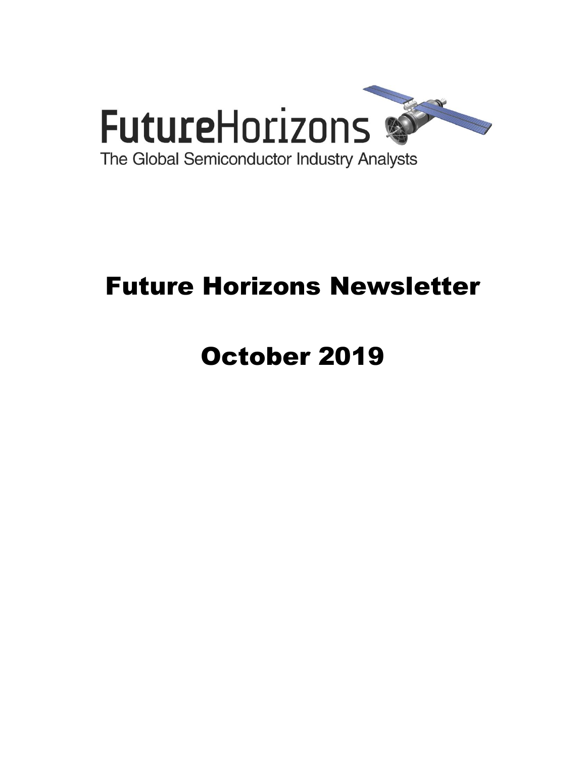FutureHorizons

The Global Semiconductor Industry Analysts

# Future Horizons Newsletter

# October 2019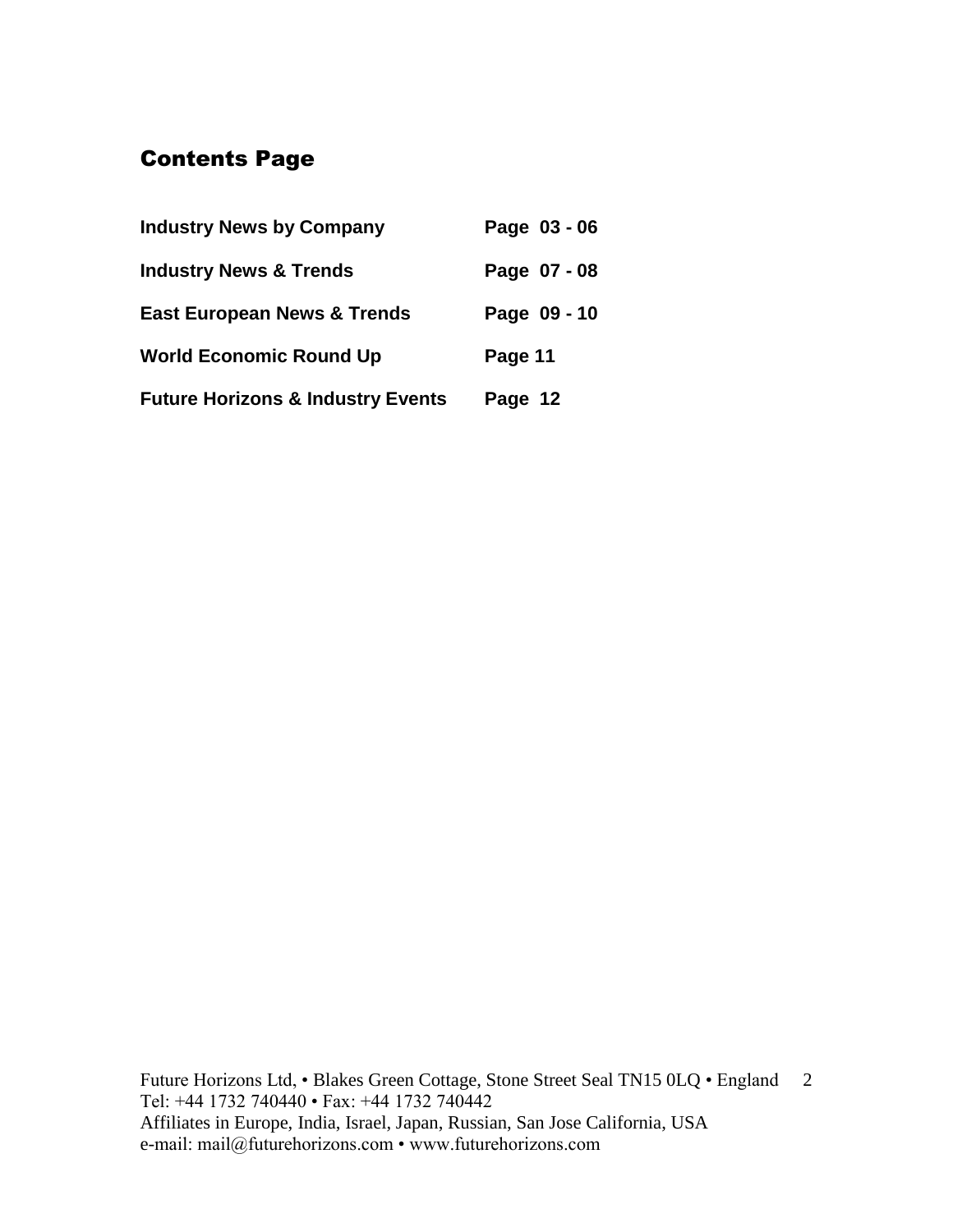## Contents Page

| | |
|---|---|
| **Industry News by Company** | **Page 03 - 06** |
| **Industry News & Trends** | **Page 07 - 08** |
| **East European News & Trends** | **Page 09 - 10** |
| **World Economic Round Up** | **Page 11** |
| **Future Horizons & Industry Events** | **Page 12** |

Future Horizons Ltd, • Blakes Green Cottage, Stone Street Seal TN15 0LQ • England
Tel: +44 1732 740440 • Fax: +44 1732 740442
Affiliates in Europe, India, Israel, Japan, Russian, San Jose California, USA
e-mail: mail@futurehorizons.com • www.futurehorizons.com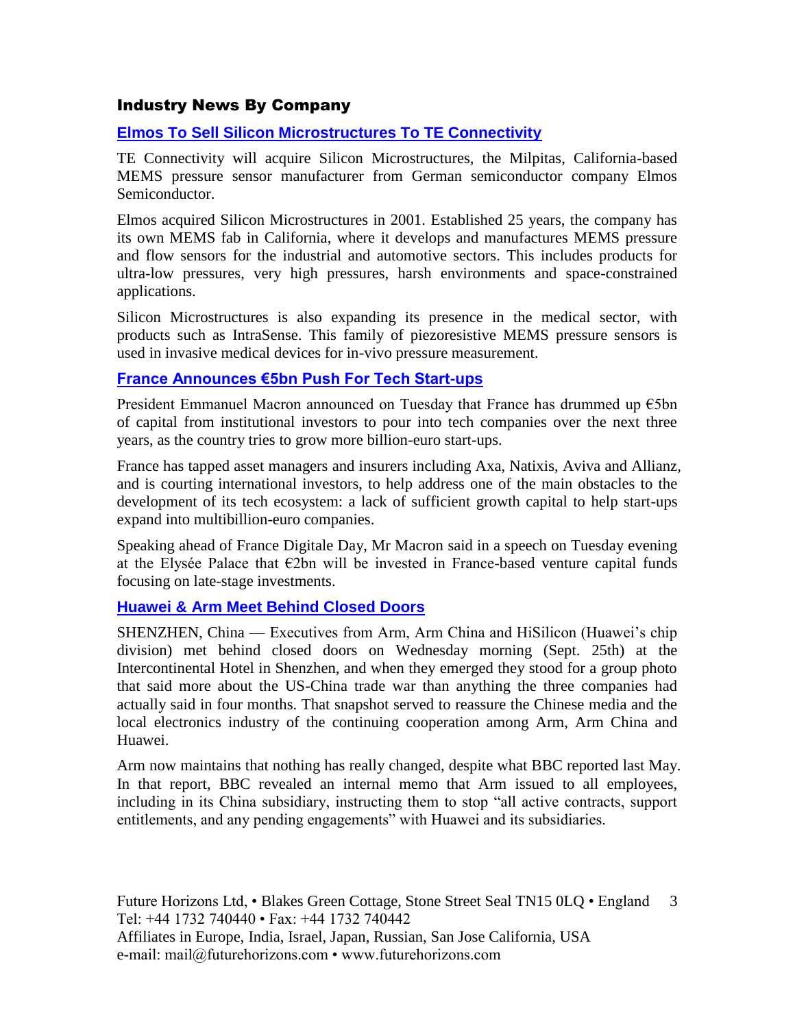## Industry News By Company

### Elmos To Sell Silicon Microstructures To TE Connectivity

TE Connectivity will acquire Silicon Microstructures, the Milpitas, California-based MEMS pressure sensor manufacturer from German semiconductor company Elmos Semiconductor.

Elmos acquired Silicon Microstructures in 2001. Established 25 years, the company has its own MEMS fab in California, where it develops and manufactures MEMS pressure and flow sensors for the industrial and automotive sectors. This includes products for ultra-low pressures, very high pressures, harsh environments and space-constrained applications.

Silicon Microstructures is also expanding its presence in the medical sector, with products such as IntraSense. This family of piezoresistive MEMS pressure sensors is used in invasive medical devices for in-vivo pressure measurement.

### France Announces €5bn Push For Tech Start-ups

President Emmanuel Macron announced on Tuesday that France has drummed up €5bn of capital from institutional investors to pour into tech companies over the next three years, as the country tries to grow more billion-euro start-ups.

France has tapped asset managers and insurers including Axa, Natixis, Aviva and Allianz, and is courting international investors, to help address one of the main obstacles to the development of its tech ecosystem: a lack of sufficient growth capital to help start-ups expand into multibillion-euro companies.

Speaking ahead of France Digitale Day, Mr Macron said in a speech on Tuesday evening at the Elysée Palace that €2bn will be invested in France-based venture capital funds focusing on late-stage investments.

### Huawei & Arm Meet Behind Closed Doors

SHENZHEN, China — Executives from Arm, Arm China and HiSilicon (Huawei's chip division) met behind closed doors on Wednesday morning (Sept. 25th) at the Intercontinental Hotel in Shenzhen, and when they emerged they stood for a group photo that said more about the US-China trade war than anything the three companies had actually said in four months. That snapshot served to reassure the Chinese media and the local electronics industry of the continuing cooperation among Arm, Arm China and Huawei.

Arm now maintains that nothing has really changed, despite what BBC reported last May. In that report, BBC revealed an internal memo that Arm issued to all employees, including in its China subsidiary, instructing them to stop "all active contracts, support entitlements, and any pending engagements" with Huawei and its subsidiaries.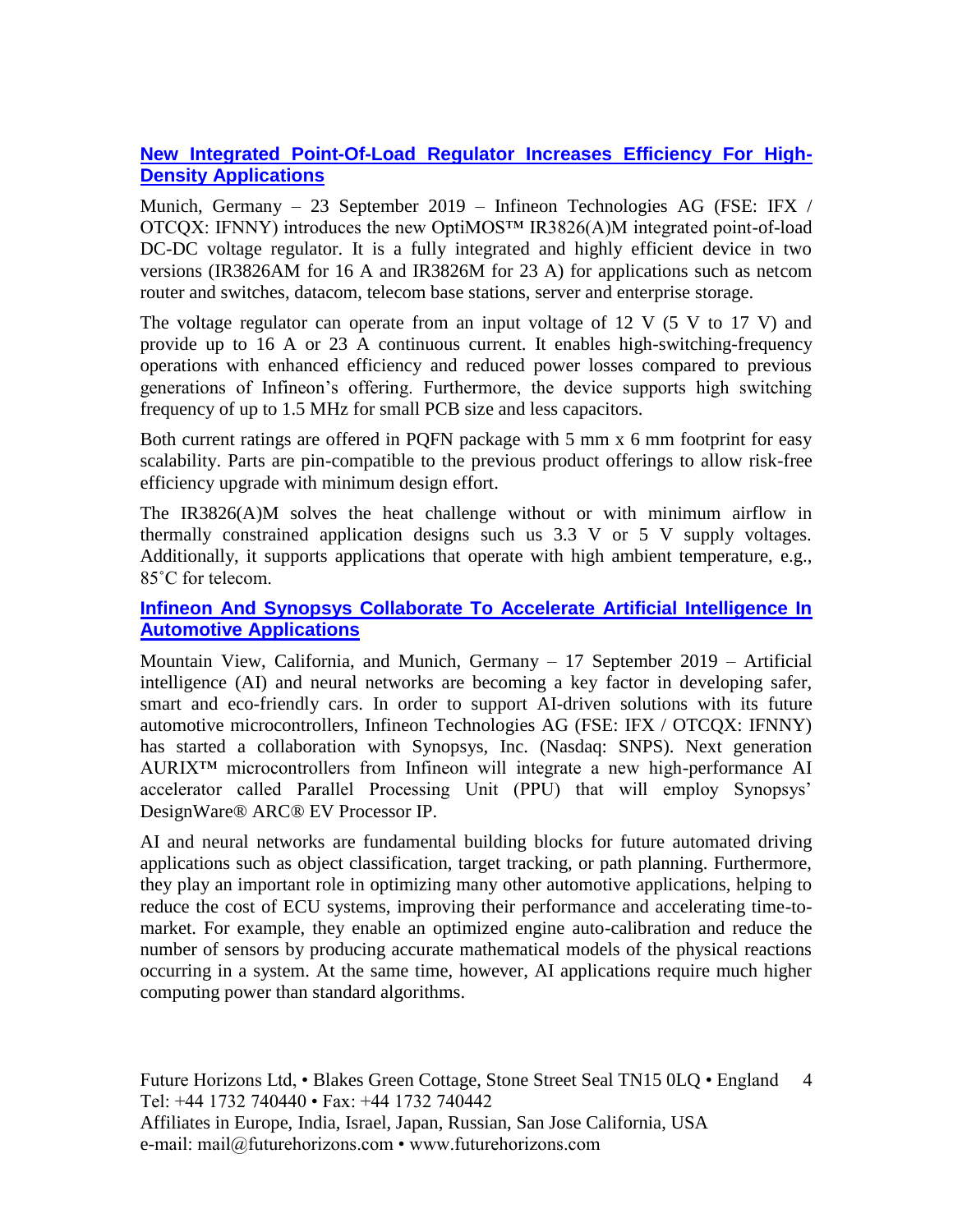### [New Integrated Point-Of-Load Regulator Increases Efficiency For High-Density Applications]

Munich, Germany – 23 September 2019 – Infineon Technologies AG (FSE: IFX / OTCQX: IFNNY) introduces the new OptiMOS™ IR3826(A)M integrated point-of-load DC-DC voltage regulator. It is a fully integrated and highly efficient device in two versions (IR3826AM for 16 A and IR3826M for 23 A) for applications such as netcom router and switches, datacom, telecom base stations, server and enterprise storage.

The voltage regulator can operate from an input voltage of 12 V (5 V to 17 V) and provide up to 16 A or 23 A continuous current. It enables high-switching-frequency operations with enhanced efficiency and reduced power losses compared to previous generations of Infineon's offering. Furthermore, the device supports high switching frequency of up to 1.5 MHz for small PCB size and less capacitors.

Both current ratings are offered in PQFN package with 5 mm x 6 mm footprint for easy scalability. Parts are pin-compatible to the previous product offerings to allow risk-free efficiency upgrade with minimum design effort.

The IR3826(A)M solves the heat challenge without or with minimum airflow in thermally constrained application designs such us 3.3 V or 5 V supply voltages. Additionally, it supports applications that operate with high ambient temperature, e.g., 85˚C for telecom.

### [Infineon And Synopsys Collaborate To Accelerate Artificial Intelligence In Automotive Applications]

Mountain View, California, and Munich, Germany – 17 September 2019 – Artificial intelligence (AI) and neural networks are becoming a key factor in developing safer, smart and eco-friendly cars. In order to support AI-driven solutions with its future automotive microcontrollers, Infineon Technologies AG (FSE: IFX / OTCQX: IFNNY) has started a collaboration with Synopsys, Inc. (Nasdaq: SNPS). Next generation AURIX™ microcontrollers from Infineon will integrate a new high-performance AI accelerator called Parallel Processing Unit (PPU) that will employ Synopsys' DesignWare® ARC® EV Processor IP.

AI and neural networks are fundamental building blocks for future automated driving applications such as object classification, target tracking, or path planning. Furthermore, they play an important role in optimizing many other automotive applications, helping to reduce the cost of ECU systems, improving their performance and accelerating time-to-market. For example, they enable an optimized engine auto-calibration and reduce the number of sensors by producing accurate mathematical models of the physical reactions occurring in a system. At the same time, however, AI applications require much higher computing power than standard algorithms.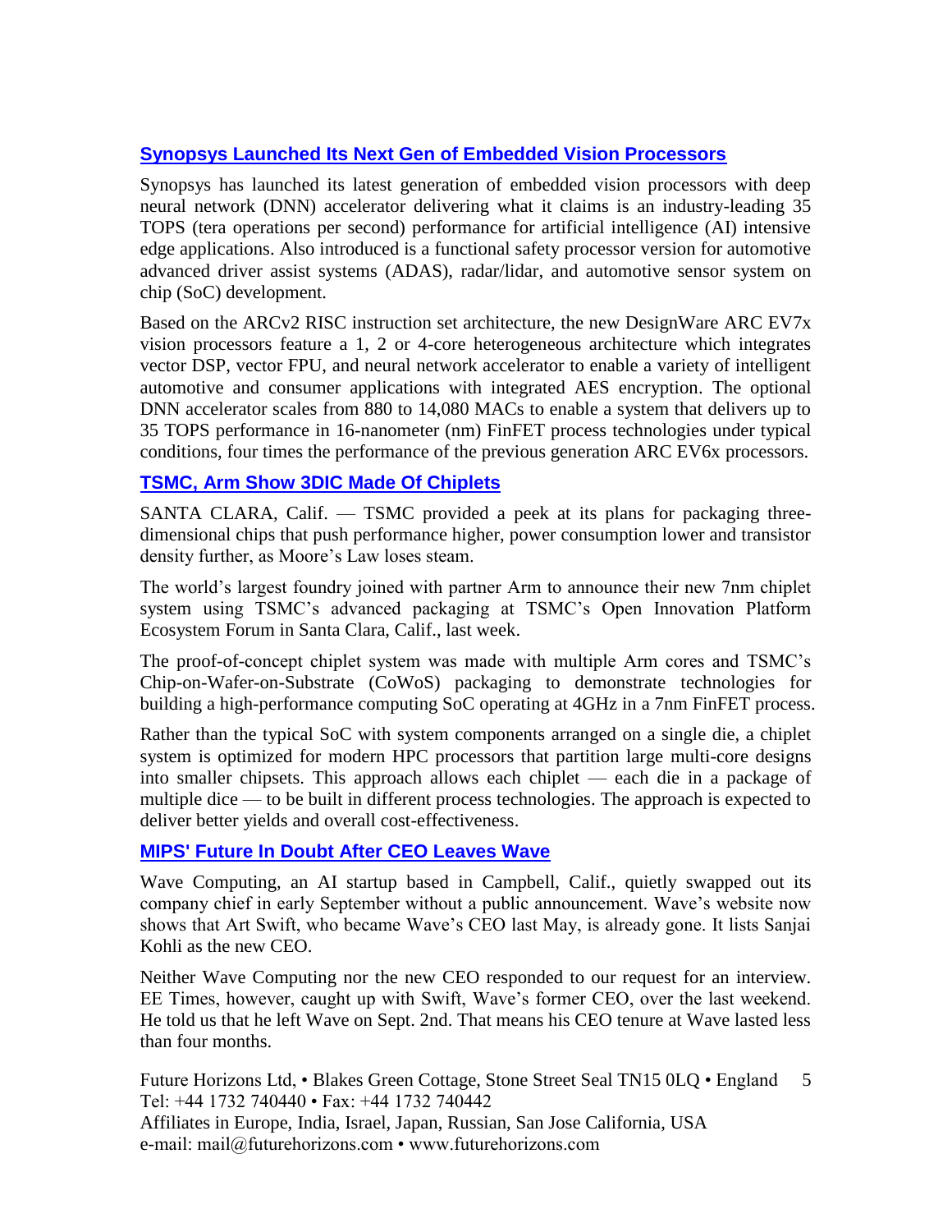## Synopsys Launched Its Next Gen of Embedded Vision Processors

Synopsys has launched its latest generation of embedded vision processors with deep neural network (DNN) accelerator delivering what it claims is an industry-leading 35 TOPS (tera operations per second) performance for artificial intelligence (AI) intensive edge applications. Also introduced is a functional safety processor version for automotive advanced driver assist systems (ADAS), radar/lidar, and automotive sensor system on chip (SoC) development.

Based on the ARCv2 RISC instruction set architecture, the new DesignWare ARC EV7x vision processors feature a 1, 2 or 4-core heterogeneous architecture which integrates vector DSP, vector FPU, and neural network accelerator to enable a variety of intelligent automotive and consumer applications with integrated AES encryption. The optional DNN accelerator scales from 880 to 14,080 MACs to enable a system that delivers up to 35 TOPS performance in 16-nanometer (nm) FinFET process technologies under typical conditions, four times the performance of the previous generation ARC EV6x processors.

## TSMC, Arm Show 3DIC Made Of Chiplets

SANTA CLARA, Calif. — TSMC provided a peek at its plans for packaging three-dimensional chips that push performance higher, power consumption lower and transistor density further, as Moore's Law loses steam.

The world's largest foundry joined with partner Arm to announce their new 7nm chiplet system using TSMC's advanced packaging at TSMC's Open Innovation Platform Ecosystem Forum in Santa Clara, Calif., last week.

The proof-of-concept chiplet system was made with multiple Arm cores and TSMC's Chip-on-Wafer-on-Substrate (CoWoS) packaging to demonstrate technologies for building a high-performance computing SoC operating at 4GHz in a 7nm FinFET process.

Rather than the typical SoC with system components arranged on a single die, a chiplet system is optimized for modern HPC processors that partition large multi-core designs into smaller chipsets. This approach allows each chiplet — each die in a package of multiple dice — to be built in different process technologies. The approach is expected to deliver better yields and overall cost-effectiveness.

## MIPS' Future In Doubt After CEO Leaves Wave

Wave Computing, an AI startup based in Campbell, Calif., quietly swapped out its company chief in early September without a public announcement. Wave's website now shows that Art Swift, who became Wave's CEO last May, is already gone. It lists Sanjai Kohli as the new CEO.

Neither Wave Computing nor the new CEO responded to our request for an interview. EE Times, however, caught up with Swift, Wave's former CEO, over the last weekend. He told us that he left Wave on Sept. 2nd. That means his CEO tenure at Wave lasted less than four months.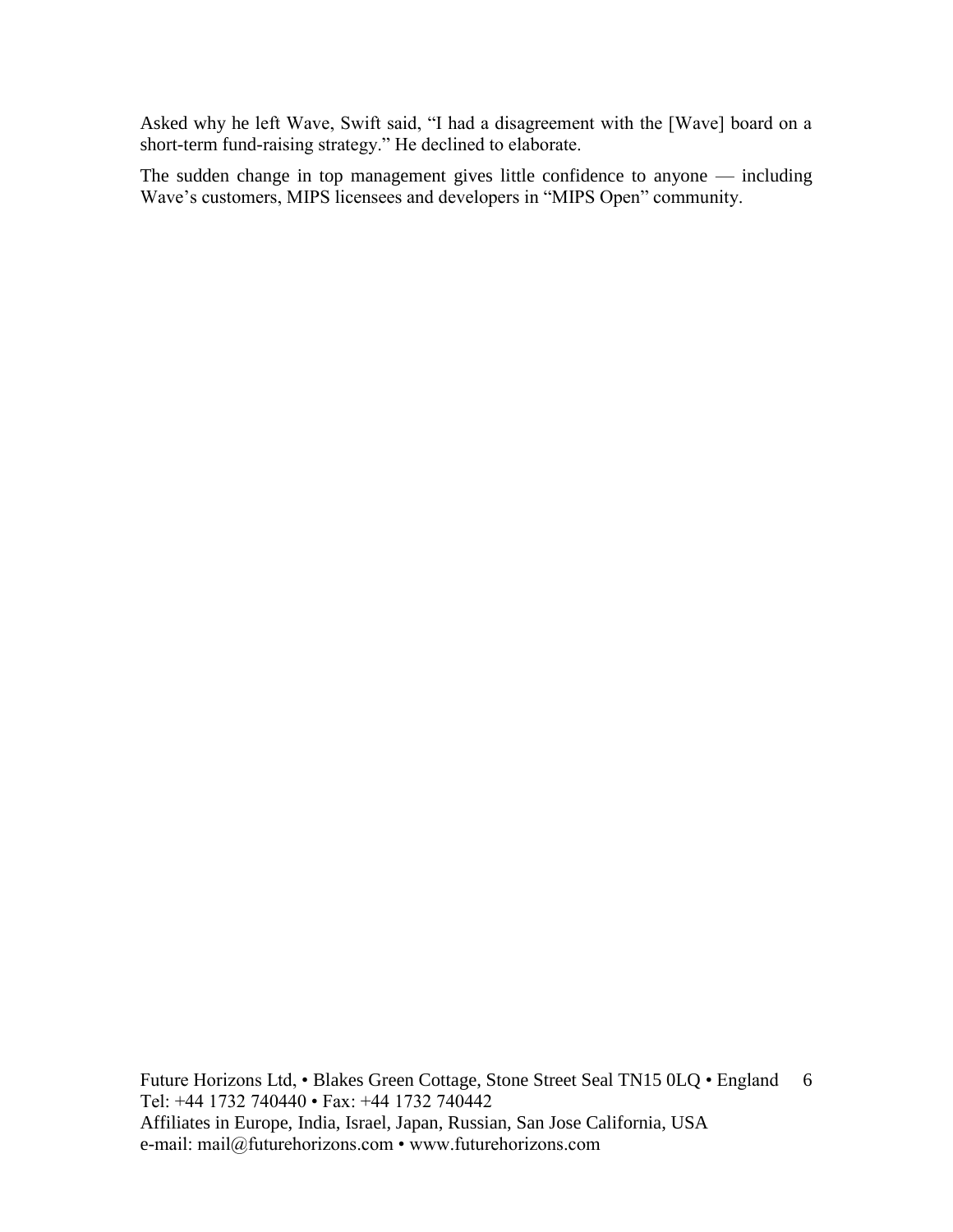Asked why he left Wave, Swift said, "I had a disagreement with the [Wave] board on a short-term fund-raising strategy." He declined to elaborate.

The sudden change in top management gives little confidence to anyone — including Wave's customers, MIPS licensees and developers in "MIPS Open" community.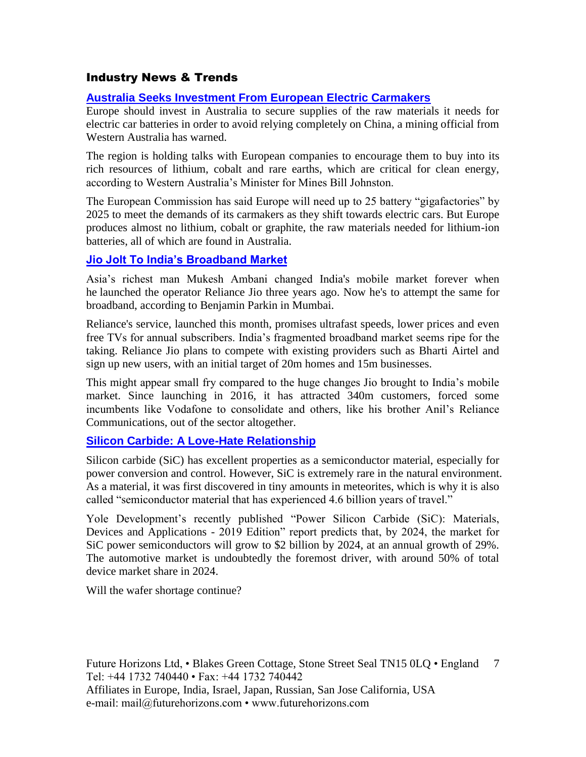## Industry News & Trends

### Australia Seeks Investment From European Electric Carmakers

Europe should invest in Australia to secure supplies of the raw materials it needs for electric car batteries in order to avoid relying completely on China, a mining official from Western Australia has warned.

The region is holding talks with European companies to encourage them to buy into its rich resources of lithium, cobalt and rare earths, which are critical for clean energy, according to Western Australia's Minister for Mines Bill Johnston.

The European Commission has said Europe will need up to 25 battery "gigafactories" by 2025 to meet the demands of its carmakers as they shift towards electric cars. But Europe produces almost no lithium, cobalt or graphite, the raw materials needed for lithium-ion batteries, all of which are found in Australia.

### Jio Jolt To India's Broadband Market

Asia's richest man Mukesh Ambani changed India's mobile market forever when he launched the operator Reliance Jio three years ago. Now he's to attempt the same for broadband, according to Benjamin Parkin in Mumbai.

Reliance's service, launched this month, promises ultrafast speeds, lower prices and even free TVs for annual subscribers. India's fragmented broadband market seems ripe for the taking. Reliance Jio plans to compete with existing providers such as Bharti Airtel and sign up new users, with an initial target of 20m homes and 15m businesses.

This might appear small fry compared to the huge changes Jio brought to India's mobile market. Since launching in 2016, it has attracted 340m customers, forced some incumbents like Vodafone to consolidate and others, like his brother Anil's Reliance Communications, out of the sector altogether.

### Silicon Carbide: A Love-Hate Relationship

Silicon carbide (SiC) has excellent properties as a semiconductor material, especially for power conversion and control. However, SiC is extremely rare in the natural environment. As a material, it was first discovered in tiny amounts in meteorites, which is why it is also called "semiconductor material that has experienced 4.6 billion years of travel."

Yole Development's recently published "Power Silicon Carbide (SiC): Materials, Devices and Applications - 2019 Edition" report predicts that, by 2024, the market for SiC power semiconductors will grow to $2 billion by 2024, at an annual growth of 29%. The automotive market is undoubtedly the foremost driver, with around 50% of total device market share in 2024.

Will the wafer shortage continue?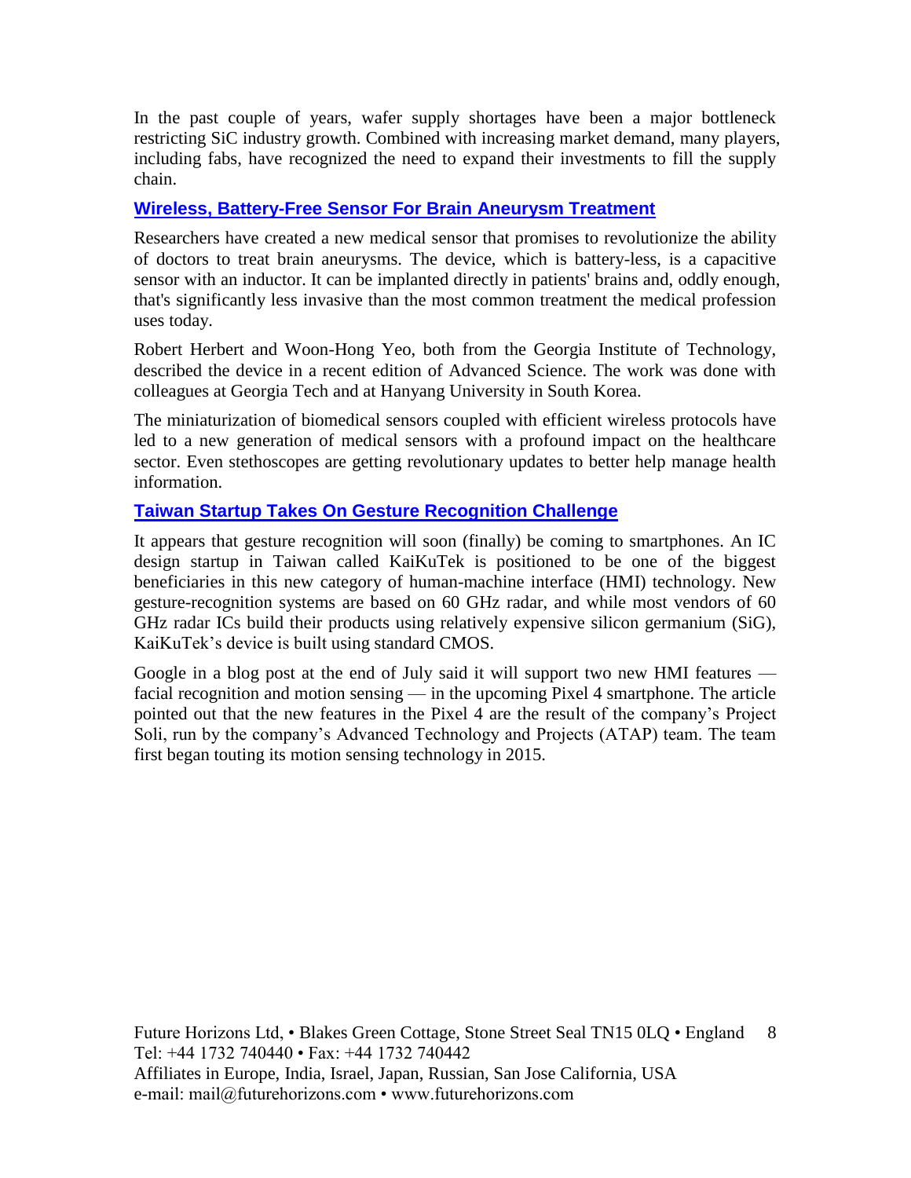In the past couple of years, wafer supply shortages have been a major bottleneck restricting SiC industry growth. Combined with increasing market demand, many players, including fabs, have recognized the need to expand their investments to fill the supply chain.

### Wireless, Battery-Free Sensor For Brain Aneurysm Treatment

Researchers have created a new medical sensor that promises to revolutionize the ability of doctors to treat brain aneurysms. The device, which is battery-less, is a capacitive sensor with an inductor. It can be implanted directly in patients' brains and, oddly enough, that's significantly less invasive than the most common treatment the medical profession uses today.

Robert Herbert and Woon-Hong Yeo, both from the Georgia Institute of Technology, described the device in a recent edition of Advanced Science. The work was done with colleagues at Georgia Tech and at Hanyang University in South Korea.

The miniaturization of biomedical sensors coupled with efficient wireless protocols have led to a new generation of medical sensors with a profound impact on the healthcare sector. Even stethoscopes are getting revolutionary updates to better help manage health information.

### Taiwan Startup Takes On Gesture Recognition Challenge

It appears that gesture recognition will soon (finally) be coming to smartphones. An IC design startup in Taiwan called KaiKuTek is positioned to be one of the biggest beneficiaries in this new category of human-machine interface (HMI) technology. New gesture-recognition systems are based on 60 GHz radar, and while most vendors of 60 GHz radar ICs build their products using relatively expensive silicon germanium (SiG), KaiKuTek's device is built using standard CMOS.

Google in a blog post at the end of July said it will support two new HMI features — facial recognition and motion sensing — in the upcoming Pixel 4 smartphone. The article pointed out that the new features in the Pixel 4 are the result of the company's Project Soli, run by the company's Advanced Technology and Projects (ATAP) team. The team first began touting its motion sensing technology in 2015.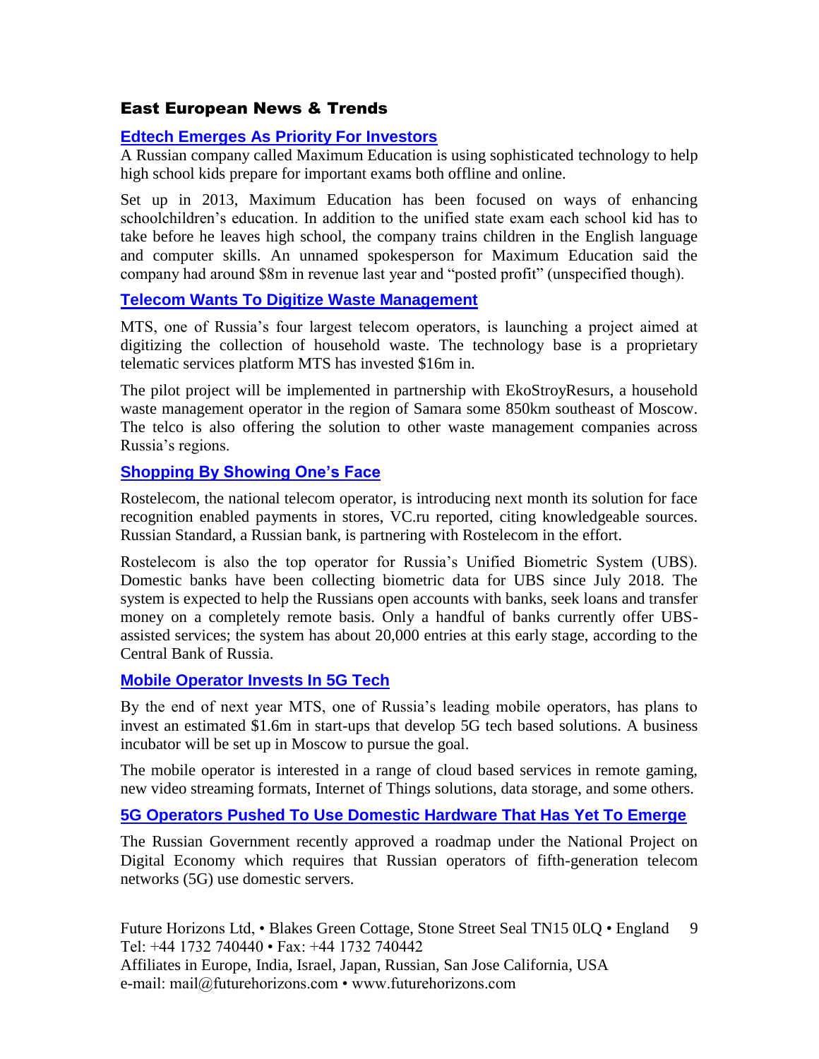## East European News & Trends

### Edtech Emerges As Priority For Investors

A Russian company called Maximum Education is using sophisticated technology to help high school kids prepare for important exams both offline and online.

Set up in 2013, Maximum Education has been focused on ways of enhancing schoolchildren's education. In addition to the unified state exam each school kid has to take before he leaves high school, the company trains children in the English language and computer skills. An unnamed spokesperson for Maximum Education said the company had around $8m in revenue last year and "posted profit" (unspecified though).

### Telecom Wants To Digitize Waste Management

MTS, one of Russia's four largest telecom operators, is launching a project aimed at digitizing the collection of household waste. The technology base is a proprietary telematic services platform MTS has invested $16m in.

The pilot project will be implemented in partnership with EkoStroyResurs, a household waste management operator in the region of Samara some 850km southeast of Moscow. The telco is also offering the solution to other waste management companies across Russia's regions.

### Shopping By Showing One's Face

Rostelecom, the national telecom operator, is introducing next month its solution for face recognition enabled payments in stores, VC.ru reported, citing knowledgeable sources. Russian Standard, a Russian bank, is partnering with Rostelecom in the effort.

Rostelecom is also the top operator for Russia's Unified Biometric System (UBS). Domestic banks have been collecting biometric data for UBS since July 2018. The system is expected to help the Russians open accounts with banks, seek loans and transfer money on a completely remote basis. Only a handful of banks currently offer UBS-assisted services; the system has about 20,000 entries at this early stage, according to the Central Bank of Russia.

### Mobile Operator Invests In 5G Tech

By the end of next year MTS, one of Russia's leading mobile operators, has plans to invest an estimated $1.6m in start-ups that develop 5G tech based solutions. A business incubator will be set up in Moscow to pursue the goal.

The mobile operator is interested in a range of cloud based services in remote gaming, new video streaming formats, Internet of Things solutions, data storage, and some others.

### 5G Operators Pushed To Use Domestic Hardware That Has Yet To Emerge

The Russian Government recently approved a roadmap under the National Project on Digital Economy which requires that Russian operators of fifth-generation telecom networks (5G) use domestic servers.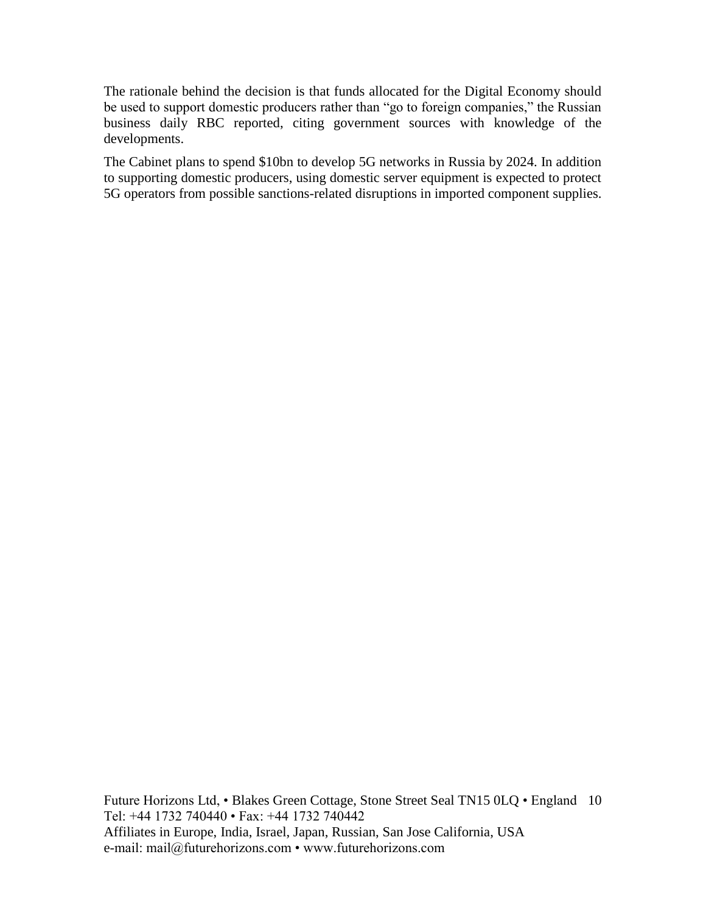The rationale behind the decision is that funds allocated for the Digital Economy should be used to support domestic producers rather than "go to foreign companies," the Russian business daily RBC reported, citing government sources with knowledge of the developments.

The Cabinet plans to spend $10bn to develop 5G networks in Russia by 2024. In addition to supporting domestic producers, using domestic server equipment is expected to protect 5G operators from possible sanctions-related disruptions in imported component supplies.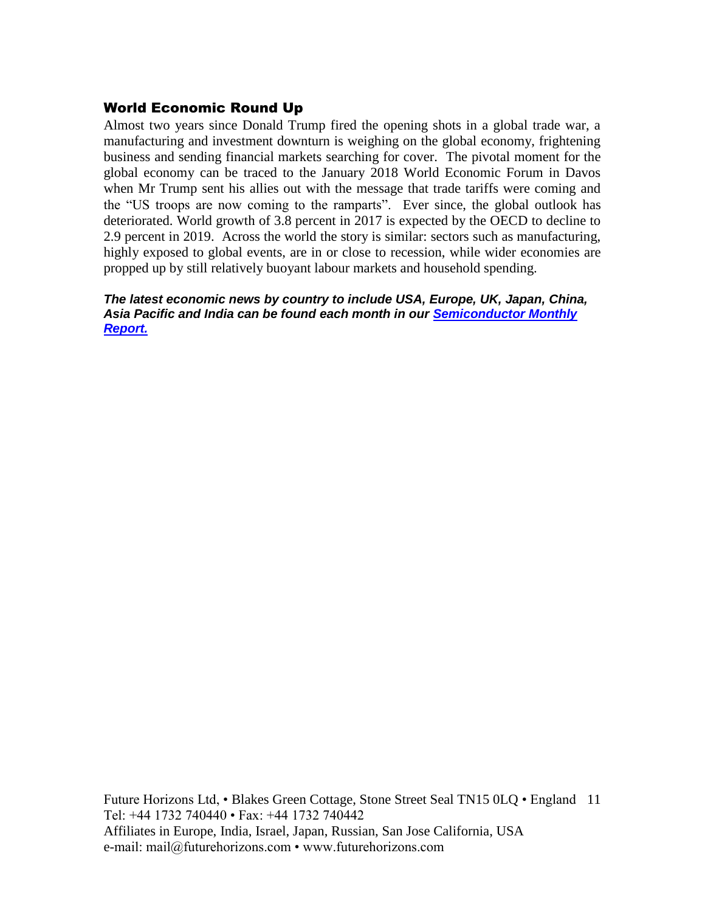## World Economic Round Up

Almost two years since Donald Trump fired the opening shots in a global trade war, a manufacturing and investment downturn is weighing on the global economy, frightening business and sending financial markets searching for cover. The pivotal moment for the global economy can be traced to the January 2018 World Economic Forum in Davos when Mr Trump sent his allies out with the message that trade tariffs were coming and the "US troops are now coming to the ramparts". Ever since, the global outlook has deteriorated. World growth of 3.8 percent in 2017 is expected by the OECD to decline to 2.9 percent in 2019. Across the world the story is similar: sectors such as manufacturing, highly exposed to global events, are in or close to recession, while wider economies are propped up by still relatively buoyant labour markets and household spending.

***The latest economic news by country to include USA, Europe, UK, Japan, China, Asia Pacific and India can be found each month in our Semiconductor Monthly Report.***

Future Horizons Ltd, • Blakes Green Cottage, Stone Street Seal TN15 0LQ • England
Tel: +44 1732 740440 • Fax: +44 1732 740442
Affiliates in Europe, India, Israel, Japan, Russian, San Jose California, USA
e-mail: mail@futurehorizons.com • www.futurehorizons.com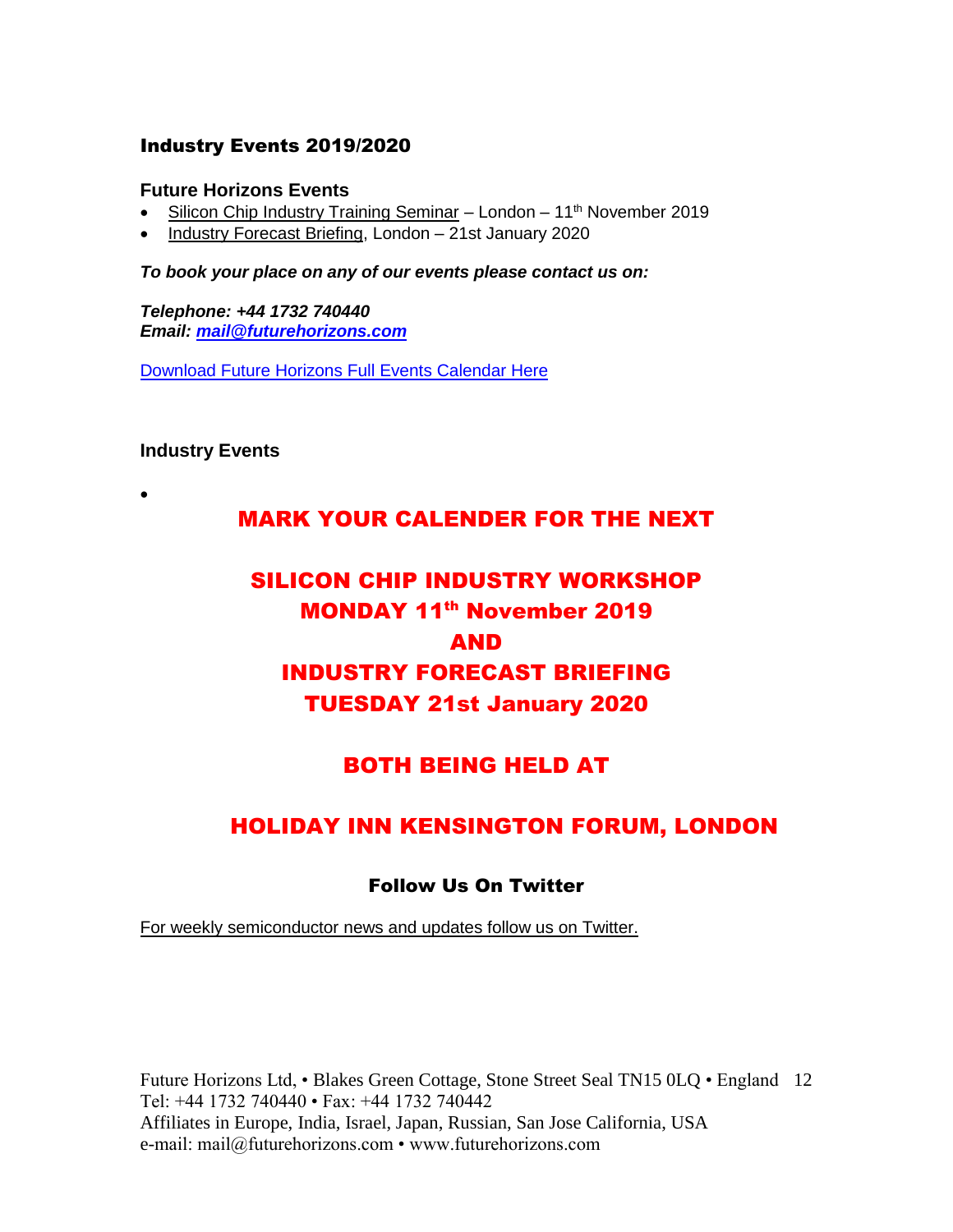## Industry Events 2019/2020

### Future Horizons Events

- Silicon Chip Industry Training Seminar – London – 11th November 2019
- Industry Forecast Briefing, London – 21st January 2020

***To book your place on any of our events please contact us on:***

***Telephone: +44 1732 740440***
***Email: mail@futurehorizons.com***

Download Future Horizons Full Events Calendar Here

### Industry Events

- 

**MARK YOUR CALENDER FOR THE NEXT**

**SILICON CHIP INDUSTRY WORKSHOP**
**MONDAY 11th November 2019**
**AND**
**INDUSTRY FORECAST BRIEFING**
**TUESDAY 21st January 2020**

**BOTH BEING HELD AT**

**HOLIDAY INN KENSINGTON FORUM, LONDON**

**Follow Us On Twitter**

For weekly semiconductor news and updates follow us on Twitter.

Future Horizons Ltd, • Blakes Green Cottage, Stone Street Seal TN15 0LQ • England
Tel: +44 1732 740440 • Fax: +44 1732 740442
Affiliates in Europe, India, Israel, Japan, Russian, San Jose California, USA
e-mail: mail@futurehorizons.com • www.futurehorizons.com